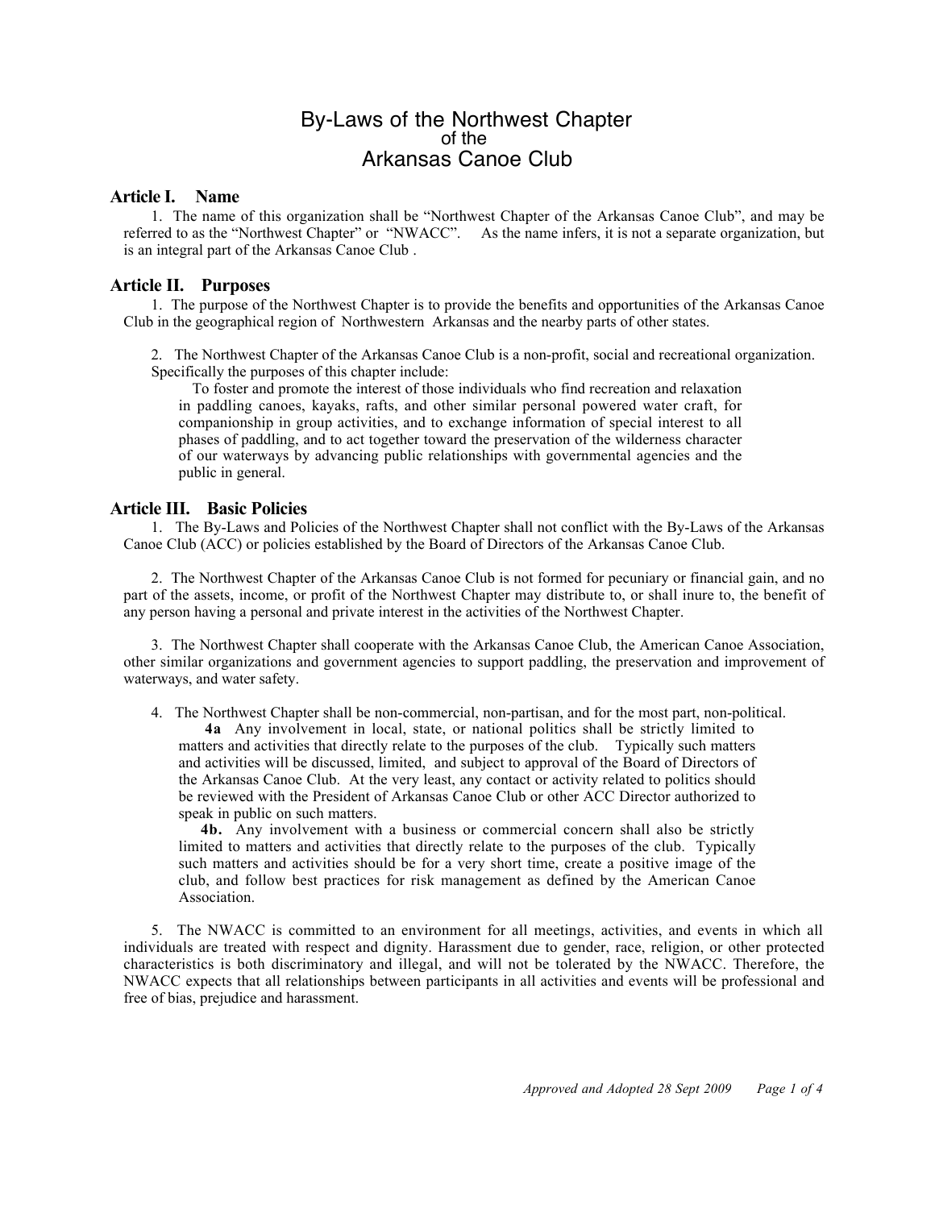# By-Laws of the Northwest Chapter
of the
# Arkansas Canoe Club

## Article I. Name

1. The name of this organization shall be "Northwest Chapter of the Arkansas Canoe Club", and may be referred to as the "Northwest Chapter" or "NWACC". As the name infers, it is not a separate organization, but is an integral part of the Arkansas Canoe Club .

## Article II. Purposes

1. The purpose of the Northwest Chapter is to provide the benefits and opportunities of the Arkansas Canoe Club in the geographical region of Northwestern Arkansas and the nearby parts of other states.

2. The Northwest Chapter of the Arkansas Canoe Club is a non-profit, social and recreational organization. Specifically the purposes of this chapter include:

> To foster and promote the interest of those individuals who find recreation and relaxation in paddling canoes, kayaks, rafts, and other similar personal powered water craft, for companionship in group activities, and to exchange information of special interest to all phases of paddling, and to act together toward the preservation of the wilderness character of our waterways by advancing public relationships with governmental agencies and the public in general.

## Article III. Basic Policies

1. The By-Laws and Policies of the Northwest Chapter shall not conflict with the By-Laws of the Arkansas Canoe Club (ACC) or policies established by the Board of Directors of the Arkansas Canoe Club.

2. The Northwest Chapter of the Arkansas Canoe Club is not formed for pecuniary or financial gain, and no part of the assets, income, or profit of the Northwest Chapter may distribute to, or shall inure to, the benefit of any person having a personal and private interest in the activities of the Northwest Chapter.

3. The Northwest Chapter shall cooperate with the Arkansas Canoe Club, the American Canoe Association, other similar organizations and government agencies to support paddling, the preservation and improvement of waterways, and water safety.

4. The Northwest Chapter shall be non-commercial, non-partisan, and for the most part, non-political.

> **4a** Any involvement in local, state, or national politics shall be strictly limited to matters and activities that directly relate to the purposes of the club. Typically such matters and activities will be discussed, limited, and subject to approval of the Board of Directors of the Arkansas Canoe Club. At the very least, any contact or activity related to politics should be reviewed with the President of Arkansas Canoe Club or other ACC Director authorized to speak in public on such matters.
>
> **4b.** Any involvement with a business or commercial concern shall also be strictly limited to matters and activities that directly relate to the purposes of the club. Typically such matters and activities should be for a very short time, create a positive image of the club, and follow best practices for risk management as defined by the American Canoe Association.

5. The NWACC is committed to an environment for all meetings, activities, and events in which all individuals are treated with respect and dignity. Harassment due to gender, race, religion, or other protected characteristics is both discriminatory and illegal, and will not be tolerated by the NWACC. Therefore, the NWACC expects that all relationships between participants in all activities and events will be professional and free of bias, prejudice and harassment.

*Approved and Adopted 28 Sept 2009*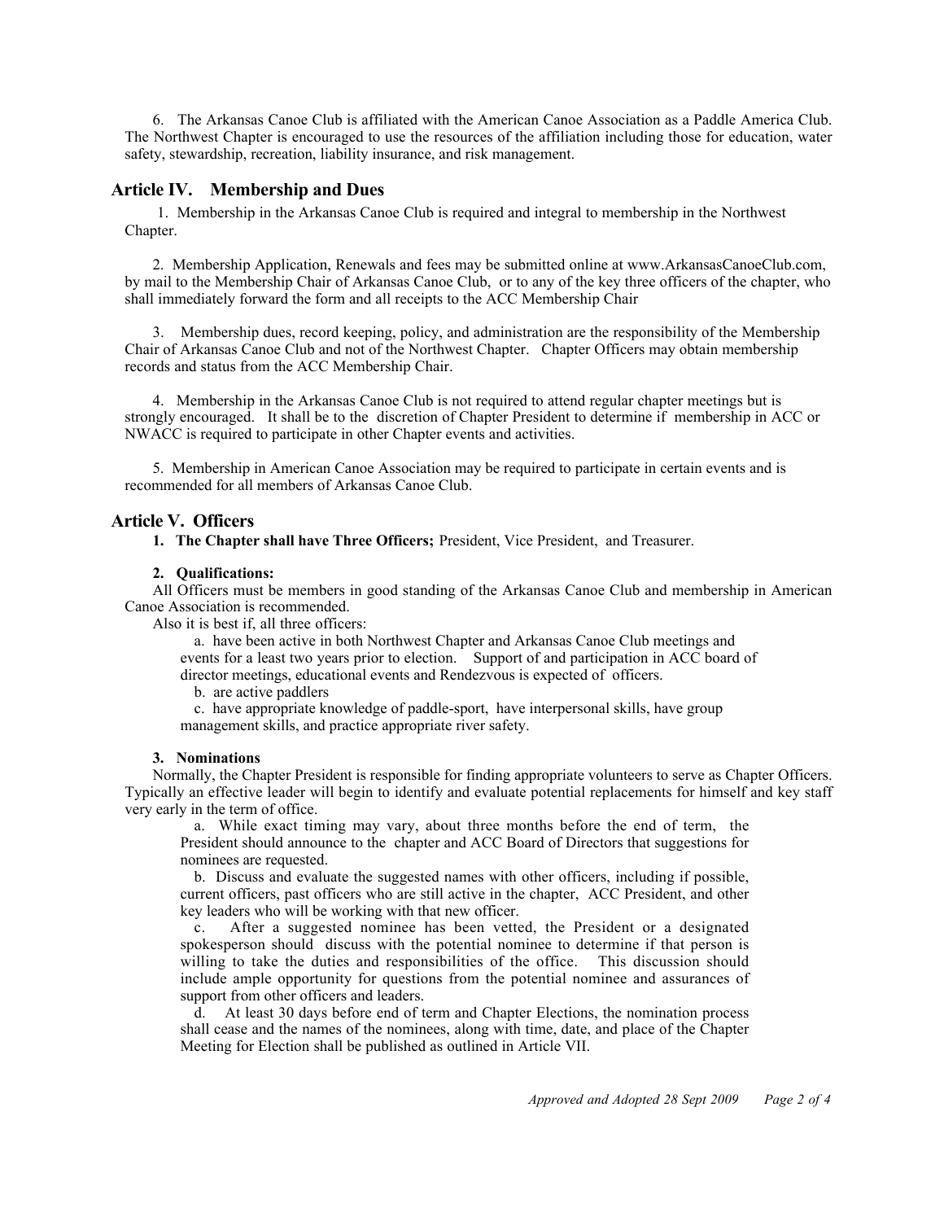6. The Arkansas Canoe Club is affiliated with the American Canoe Association as a Paddle America Club. The Northwest Chapter is encouraged to use the resources of the affiliation including those for education, water safety, stewardship, recreation, liability insurance, and risk management.

## Article IV. Membership and Dues

1. Membership in the Arkansas Canoe Club is required and integral to membership in the Northwest Chapter.

2. Membership Application, Renewals and fees may be submitted online at www.ArkansasCanoeClub.com, by mail to the Membership Chair of Arkansas Canoe Club, or to any of the key three officers of the chapter, who shall immediately forward the form and all receipts to the ACC Membership Chair

3. Membership dues, record keeping, policy, and administration are the responsibility of the Membership Chair of Arkansas Canoe Club and not of the Northwest Chapter. Chapter Officers may obtain membership records and status from the ACC Membership Chair.

4. Membership in the Arkansas Canoe Club is not required to attend regular chapter meetings but is strongly encouraged. It shall be to the discretion of Chapter President to determine if membership in ACC or NWACC is required to participate in other Chapter events and activities.

5. Membership in American Canoe Association may be required to participate in certain events and is recommended for all members of Arkansas Canoe Club.

## Article V. Officers

1. **The Chapter shall have Three Officers;** President, Vice President, and Treasurer.

2. **Qualifications:**

All Officers must be members in good standing of the Arkansas Canoe Club and membership in American Canoe Association is recommended.

Also it is best if, all three officers:

a. have been active in both Northwest Chapter and Arkansas Canoe Club meetings and events for a least two years prior to election. Support of and participation in ACC board of director meetings, educational events and Rendezvous is expected of officers.

b. are active paddlers

c. have appropriate knowledge of paddle-sport, have interpersonal skills, have group management skills, and practice appropriate river safety.

3. **Nominations**

Normally, the Chapter President is responsible for finding appropriate volunteers to serve as Chapter Officers. Typically an effective leader will begin to identify and evaluate potential replacements for himself and key staff very early in the term of office.

a. While exact timing may vary, about three months before the end of term, the President should announce to the chapter and ACC Board of Directors that suggestions for nominees are requested.

b. Discuss and evaluate the suggested names with other officers, including if possible, current officers, past officers who are still active in the chapter, ACC President, and other key leaders who will be working with that new officer.

c. After a suggested nominee has been vetted, the President or a designated spokesperson should discuss with the potential nominee to determine if that person is willing to take the duties and responsibilities of the office. This discussion should include ample opportunity for questions from the potential nominee and assurances of support from other officers and leaders.

d. At least 30 days before end of term and Chapter Elections, the nomination process shall cease and the names of the nominees, along with time, date, and place of the Chapter Meeting for Election shall be published as outlined in Article VII.

*Approved and Adopted 28 Sept 2009*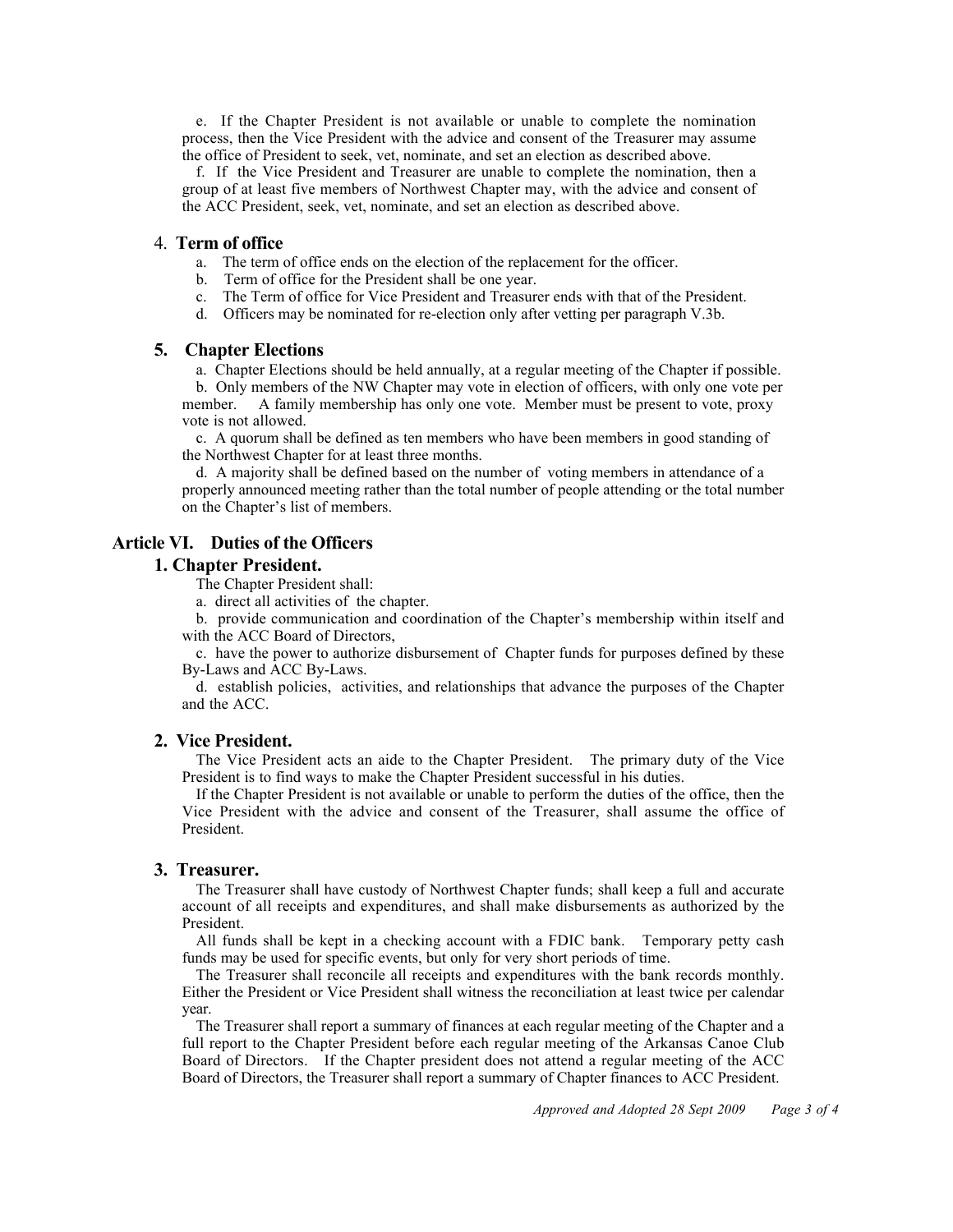e. If the Chapter President is not available or unable to complete the nomination process, then the Vice President with the advice and consent of the Treasurer may assume the office of President to seek, vet, nominate, and set an election as described above.

f. If the Vice President and Treasurer are unable to complete the nomination, then a group of at least five members of Northwest Chapter may, with the advice and consent of the ACC President, seek, vet, nominate, and set an election as described above.

### 4. Term of office

a. The term of office ends on the election of the replacement for the officer.

b. Term of office for the President shall be one year.

c. The Term of office for Vice President and Treasurer ends with that of the President.

d. Officers may be nominated for re-election only after vetting per paragraph V.3b.

### 5. Chapter Elections

a. Chapter Elections should be held annually, at a regular meeting of the Chapter if possible.

b. Only members of the NW Chapter may vote in election of officers, with only one vote per member. A family membership has only one vote. Member must be present to vote, proxy vote is not allowed.

c. A quorum shall be defined as ten members who have been members in good standing of the Northwest Chapter for at least three months.

d. A majority shall be defined based on the number of voting members in attendance of a properly announced meeting rather than the total number of people attending or the total number on the Chapter's list of members.

## Article VI. Duties of the Officers

### 1. Chapter President.

The Chapter President shall:

a. direct all activities of the chapter.

b. provide communication and coordination of the Chapter's membership within itself and with the ACC Board of Directors,

c. have the power to authorize disbursement of Chapter funds for purposes defined by these By-Laws and ACC By-Laws.

d. establish policies, activities, and relationships that advance the purposes of the Chapter and the ACC.

### 2. Vice President.

The Vice President acts an aide to the Chapter President. The primary duty of the Vice President is to find ways to make the Chapter President successful in his duties.

If the Chapter President is not available or unable to perform the duties of the office, then the Vice President with the advice and consent of the Treasurer, shall assume the office of President.

### 3. Treasurer.

The Treasurer shall have custody of Northwest Chapter funds; shall keep a full and accurate account of all receipts and expenditures, and shall make disbursements as authorized by the President.

All funds shall be kept in a checking account with a FDIC bank. Temporary petty cash funds may be used for specific events, but only for very short periods of time.

The Treasurer shall reconcile all receipts and expenditures with the bank records monthly. Either the President or Vice President shall witness the reconciliation at least twice per calendar year.

The Treasurer shall report a summary of finances at each regular meeting of the Chapter and a full report to the Chapter President before each regular meeting of the Arkansas Canoe Club Board of Directors. If the Chapter president does not attend a regular meeting of the ACC Board of Directors, the Treasurer shall report a summary of Chapter finances to ACC President.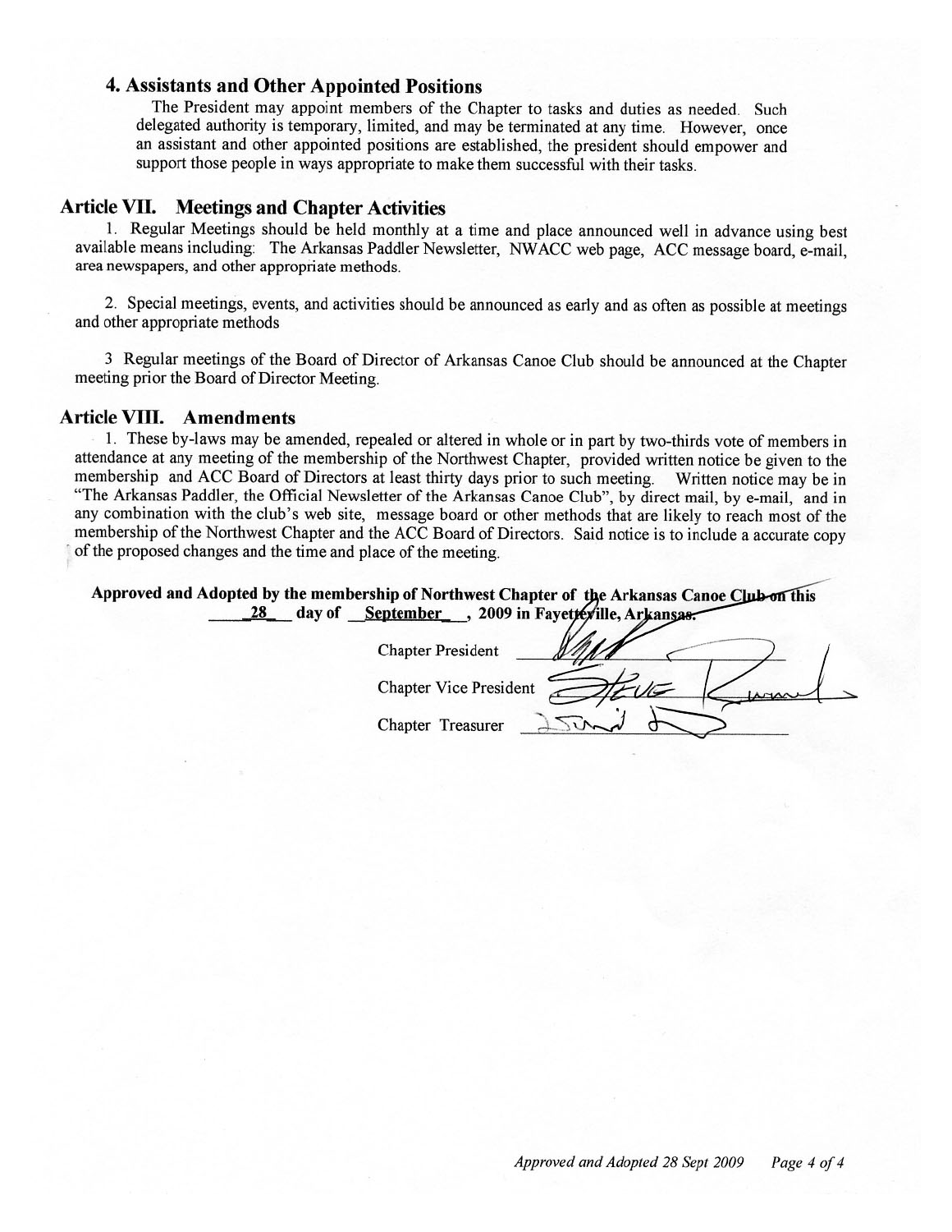### 4. Assistants and Other Appointed Positions

The President may appoint members of the Chapter to tasks and duties as needed. Such delegated authority is temporary, limited, and may be terminated at any time. However, once an assistant and other appointed positions are established, the president should empower and support those people in ways appropriate to make them successful with their tasks.

## Article VII. Meetings and Chapter Activities

1. Regular Meetings should be held monthly at a time and place announced well in advance using best available means including: The Arkansas Paddler Newsletter, NWACC web page, ACC message board, e-mail, area newspapers, and other appropriate methods.

2. Special meetings, events, and activities should be announced as early and as often as possible at meetings and other appropriate methods

3 Regular meetings of the Board of Director of Arkansas Canoe Club should be announced at the Chapter meeting prior the Board of Director Meeting.

## Article VIII. Amendments

1. These by-laws may be amended, repealed or altered in whole or in part by two-thirds vote of members in attendance at any meeting of the membership of the Northwest Chapter, provided written notice be given to the membership and ACC Board of Directors at least thirty days prior to such meeting. Written notice may be in "The Arkansas Paddler, the Official Newsletter of the Arkansas Canoe Club", by direct mail, by e-mail, and in any combination with the club's web site, message board or other methods that are likely to reach most of the membership of the Northwest Chapter and the ACC Board of Directors. Said notice is to include a accurate copy of the proposed changes and the time and place of the meeting.

**Approved and Adopted by the membership of Northwest Chapter of the Arkansas Canoe Club on this \_\_28\_\_ day of \_\_September\_\_, 2009 in Fayetteville, Arkansas.**

Chapter President \_\_\_\_\_\_\_\_\_\_\_\_\_\_\_\_

Chapter Vice President \_\_\_\_\_\_\_\_\_\_\_\_\_\_\_\_

Chapter Treasurer \_\_\_\_\_\_\_\_\_\_\_\_\_\_\_\_

*Approved and Adopted 28 Sept 2009*